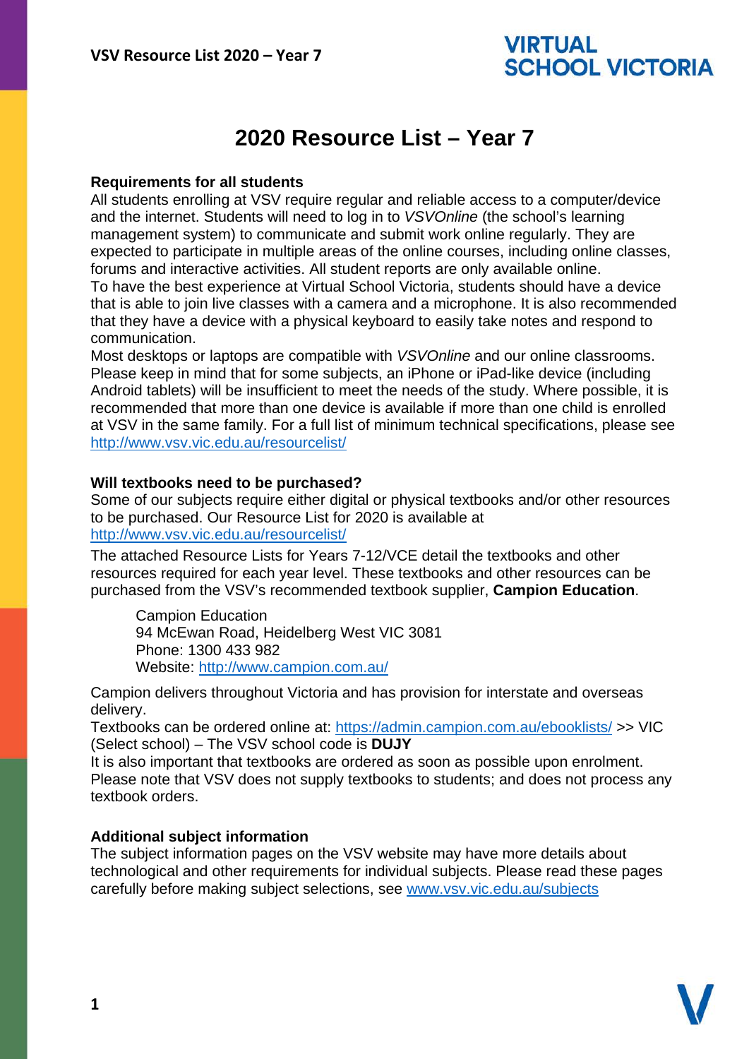# 2020 Resource List – Year 7

**Requirements for all students**

All students enrolling at VSV require regular and reliable access to a computer/device and the internet. Students will need to log in to *VSVOnline* (the school's learning management system) to communicate and submit work online regularly. They are expected to participate in multiple areas of the online courses, including online classes, forums and interactive activities. All student reports are only available online.

To have the best experience at Virtual School Victoria, students should have a device that is able to join live classes with a camera and a microphone. It is also recommended that they have a device with a physical keyboard to easily take notes and respond to communication.

Most desktops or laptops are compatible with *VSVOnline* and our online classrooms. Please keep in mind that for some subjects, an iPhone or iPad-like device (including Android tablets) will be insufficient to meet the needs of the study. Where possible, it is recommended that more than one device is available if more than one child is enrolled at VSV in the same family. For a full list of minimum technical specifications, please see http://www.vsv.vic.edu.au/resourcelist/

**Will textbooks need to be purchased?**

Some of our subjects require either digital or physical textbooks and/or other resources to be purchased. Our Resource List for 2020 is available at http://www.vsv.vic.edu.au/resourcelist/

The attached Resource Lists for Years 7-12/VCE detail the textbooks and other resources required for each year level. These textbooks and other resources can be purchased from the VSV's recommended textbook supplier, **Campion Education**.

> Campion Education
> 94 McEwan Road, Heidelberg West VIC 3081
> Phone: 1300 433 982
> Website: http://www.campion.com.au/

Campion delivers throughout Victoria and has provision for interstate and overseas delivery.

Textbooks can be ordered online at: https://admin.campion.com.au/ebooklists/ >> VIC (Select school) – The VSV school code is **DUJY**

It is also important that textbooks are ordered as soon as possible upon enrolment. Please note that VSV does not supply textbooks to students; and does not process any textbook orders.

**Additional subject information**

The subject information pages on the VSV website may have more details about technological and other requirements for individual subjects. Please read these pages carefully before making subject selections, see www.vsv.vic.edu.au/subjects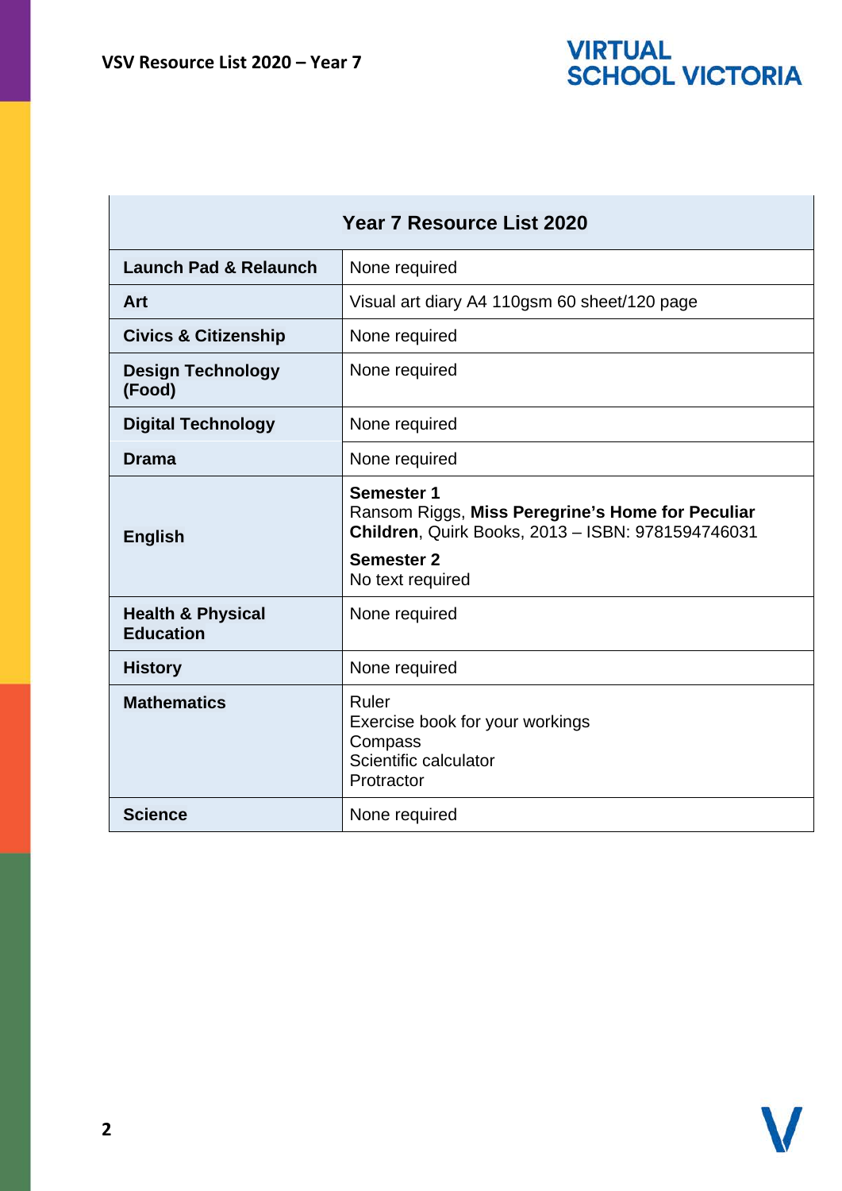| Year 7 Resource List 2020 | |
|---|---|
| **Launch Pad & Relaunch** | None required |
| **Art** | Visual art diary A4 110gsm 60 sheet/120 page |
| **Civics & Citizenship** | None required |
| **Design Technology (Food)** | None required |
| **Digital Technology** | None required |
| **Drama** | None required |
| **English** | **Semester 1**<br>Ransom Riggs, **Miss Peregrine's Home for Peculiar Children**, Quirk Books, 2013 – ISBN: 9781594746031<br>**Semester 2**<br>No text required |
| **Health & Physical Education** | None required |
| **History** | None required |
| **Mathematics** | Ruler<br>Exercise book for your workings<br>Compass<br>Scientific calculator<br>Protractor |
| **Science** | None required |